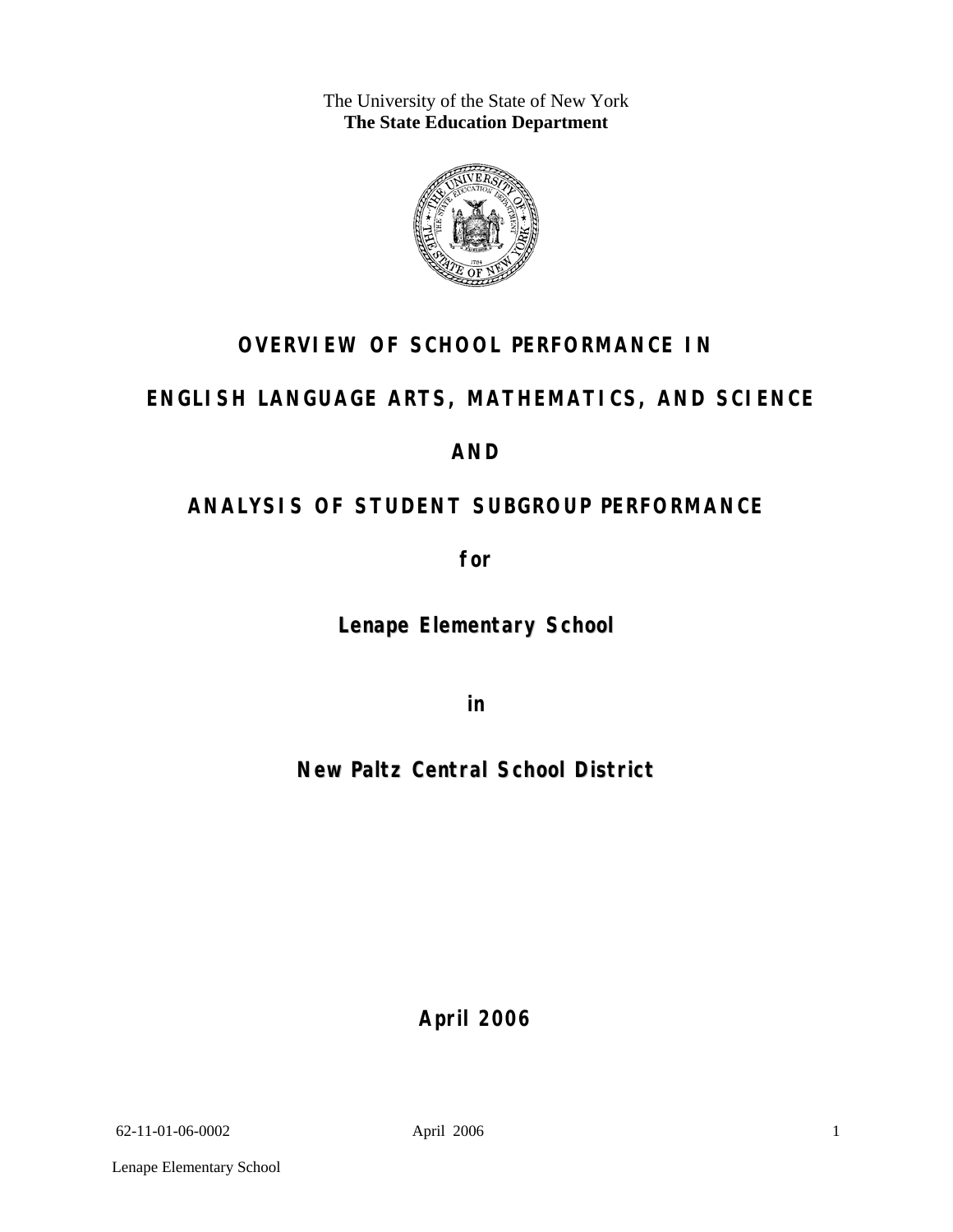The University of the State of New York
**The State Education Department**

# OVERVIEW OF SCHOOL PERFORMANCE IN

# ENGLISH LANGUAGE ARTS, MATHEMATICS, AND SCIENCE

# AND

# ANALYSIS OF STUDENT SUBGROUP PERFORMANCE

**for**

## Lenape Elementary School

**in**

## New Paltz Central School District

**April 2006**

62-11-01-06-0002

Lenape Elementary School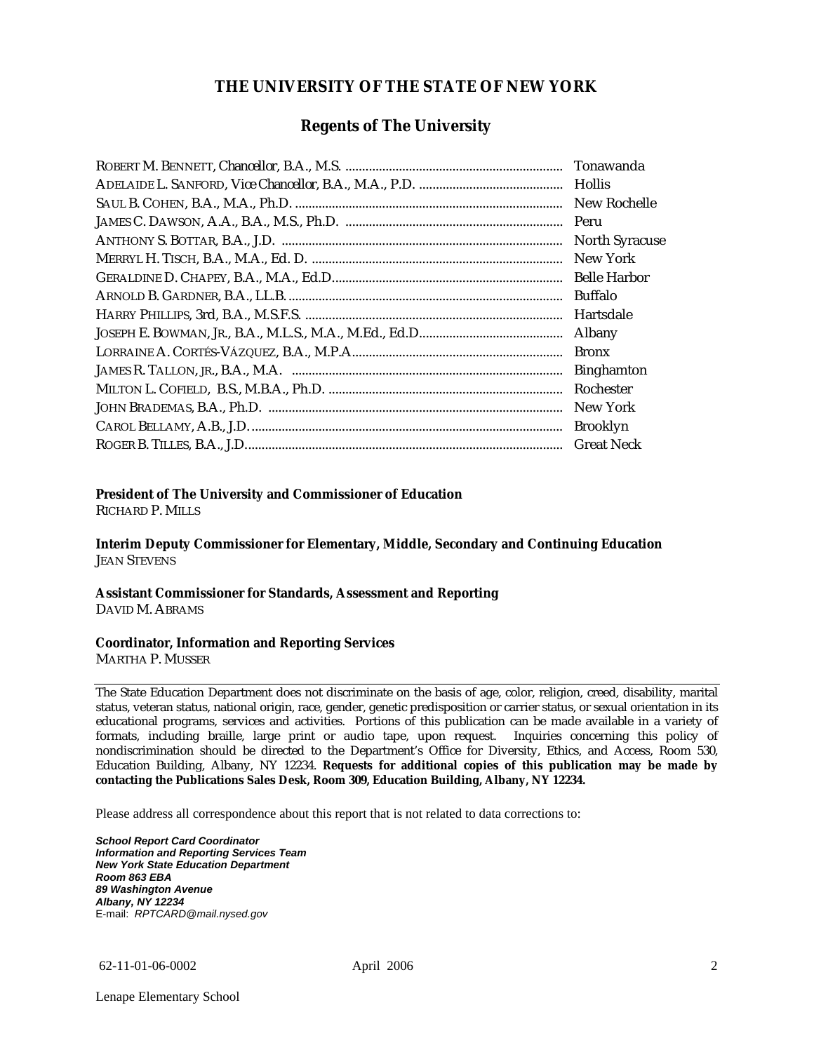# THE UNIVERSITY OF THE STATE OF NEW YORK

## Regents of The University

ROBERT M. BENNETT, Chancellor, B.A., M.S. .................................................................. Tonawanda
ADELAIDE L. SANFORD, Vice Chancellor, B.A., M.A., P.D. .......................................... Hollis
SAUL B. COHEN, B.A., M.A., Ph.D. .................................................................................. New Rochelle
JAMES C. DAWSON, A.A., B.A., M.S., Ph.D. ................................................................. Peru
ANTHONY S. BOTTAR, B.A., J.D. .................................................................................... North Syracuse
MERRYL H. TISCH, B.A., M.A., Ed. D. ........................................................................... New York
GERALDINE D. CHAPEY, B.A., M.A., Ed.D...................................................................... Belle Harbor
ARNOLD B. GARDNER, B.A., LL.B.................................................................................. Buffalo
HARRY PHILLIPS, 3rd, B.A., M.S.F.S. ............................................................................. Hartsdale
JOSEPH E. BOWMAN, JR., B.A., M.L.S., M.A., M.Ed., Ed.D........................................... Albany
LORRAINE A. CORTÉS-VÁZQUEZ, B.A., M.P.A.............................................................. Bronx
JAMES R. TALLON, JR., B.A., M.A. ................................................................................ Binghamton
MILTON L. COFIELD, BS., M.B.A., Ph.D. ....................................................................... Rochester
JOHN BRADEMAS, B.A., Ph.D. ........................................................................................ New York
CAROL BELLAMY, A.B., J.D. ............................................................................................ Brooklyn
ROGER B. TILLES, B.A., J.D.............................................................................................. Great Neck

**President of The University and Commissioner of Education**
RICHARD P. MILLS

**Interim Deputy Commissioner for Elementary, Middle, Secondary and Continuing Education**
JEAN STEVENS

**Assistant Commissioner for Standards, Assessment and Reporting**
DAVID M. ABRAMS

**Coordinator, Information and Reporting Services**
MARTHA P. MUSSER

---

The State Education Department does not discriminate on the basis of age, color, religion, creed, disability, marital status, veteran status, national origin, race, gender, genetic predisposition or carrier status, or sexual orientation in its educational programs, services and activities. Portions of this publication can be made available in a variety of formats, including braille, large print or audio tape, upon request. Inquiries concerning this policy of nondiscrimination should be directed to the Department's Office for Diversity, Ethics, and Access, Room 530, Education Building, Albany, NY 12234. **Requests for additional copies of this publication may be made by contacting the Publications Sales Desk, Room 309, Education Building, Albany, NY 12234.**

Please address all correspondence about this report that is not related to data corrections to:

***School Report Card Coordinator***
***Information and Reporting Services Team***
***New York State Education Department***
***Room 863 EBA***
***89 Washington Avenue***
***Albany, NY 12234***
E-mail: *RPTCARD@mail.nysed.gov*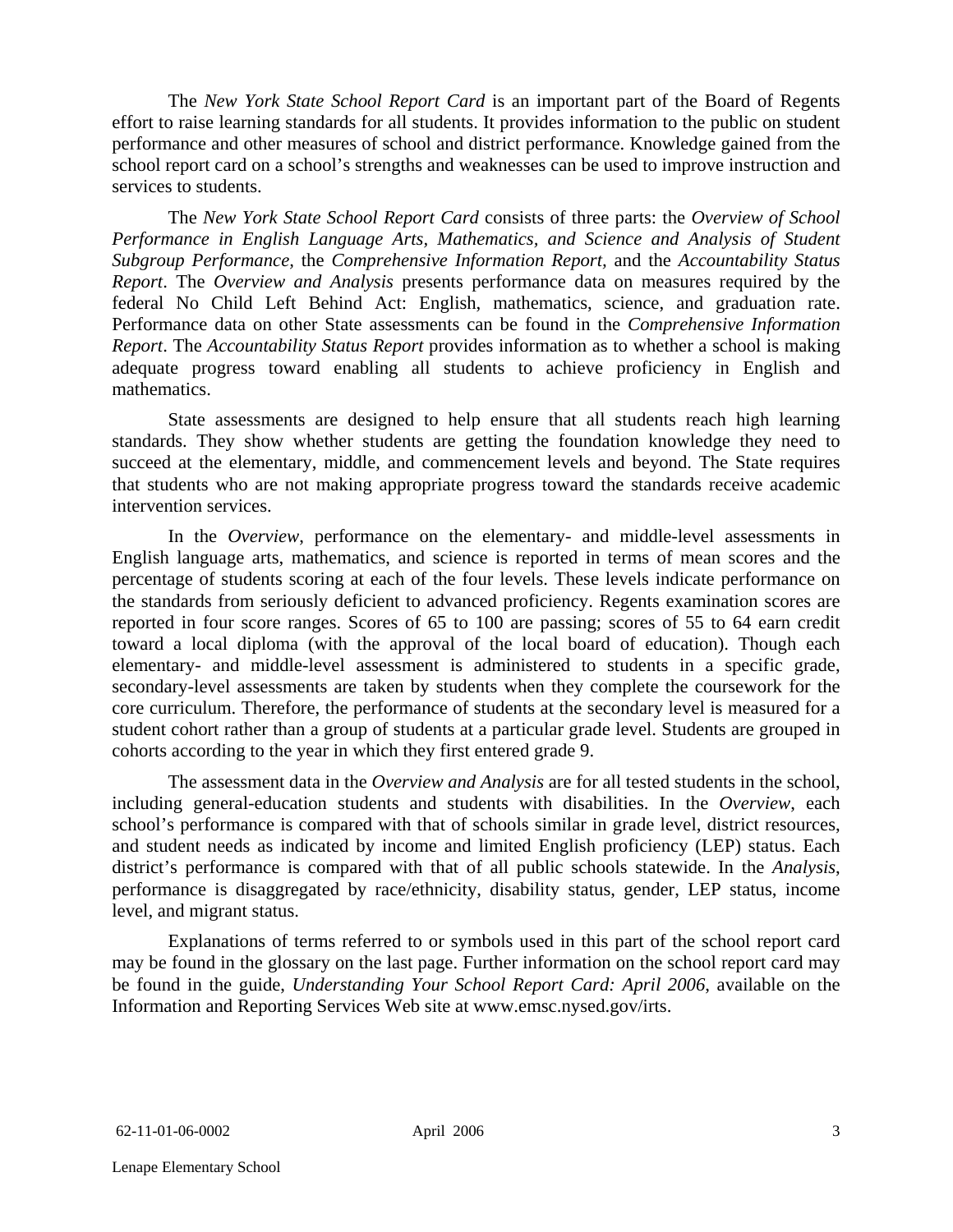The *New York State School Report Card* is an important part of the Board of Regents effort to raise learning standards for all students. It provides information to the public on student performance and other measures of school and district performance. Knowledge gained from the school report card on a school's strengths and weaknesses can be used to improve instruction and services to students.

The *New York State School Report Card* consists of three parts: the *Overview of School Performance in English Language Arts, Mathematics, and Science and Analysis of Student Subgroup Performance,* the *Comprehensive Information Report,* and the *Accountability Status Report*. The *Overview and Analysis* presents performance data on measures required by the federal No Child Left Behind Act: English, mathematics, science, and graduation rate. Performance data on other State assessments can be found in the *Comprehensive Information Report*. The *Accountability Status Report* provides information as to whether a school is making adequate progress toward enabling all students to achieve proficiency in English and mathematics.

State assessments are designed to help ensure that all students reach high learning standards. They show whether students are getting the foundation knowledge they need to succeed at the elementary, middle, and commencement levels and beyond. The State requires that students who are not making appropriate progress toward the standards receive academic intervention services.

In the *Overview*, performance on the elementary- and middle-level assessments in English language arts, mathematics, and science is reported in terms of mean scores and the percentage of students scoring at each of the four levels. These levels indicate performance on the standards from seriously deficient to advanced proficiency. Regents examination scores are reported in four score ranges. Scores of 65 to 100 are passing; scores of 55 to 64 earn credit toward a local diploma (with the approval of the local board of education). Though each elementary- and middle-level assessment is administered to students in a specific grade, secondary-level assessments are taken by students when they complete the coursework for the core curriculum. Therefore, the performance of students at the secondary level is measured for a student cohort rather than a group of students at a particular grade level. Students are grouped in cohorts according to the year in which they first entered grade 9.

The assessment data in the *Overview and Analysis* are for all tested students in the school, including general-education students and students with disabilities. In the *Overview*, each school's performance is compared with that of schools similar in grade level, district resources, and student needs as indicated by income and limited English proficiency (LEP) status. Each district's performance is compared with that of all public schools statewide. In the *Analysis*, performance is disaggregated by race/ethnicity, disability status, gender, LEP status, income level, and migrant status.

Explanations of terms referred to or symbols used in this part of the school report card may be found in the glossary on the last page. Further information on the school report card may be found in the guide, *Understanding Your School Report Card: April 2006*, available on the Information and Reporting Services Web site at www.emsc.nysed.gov/irts.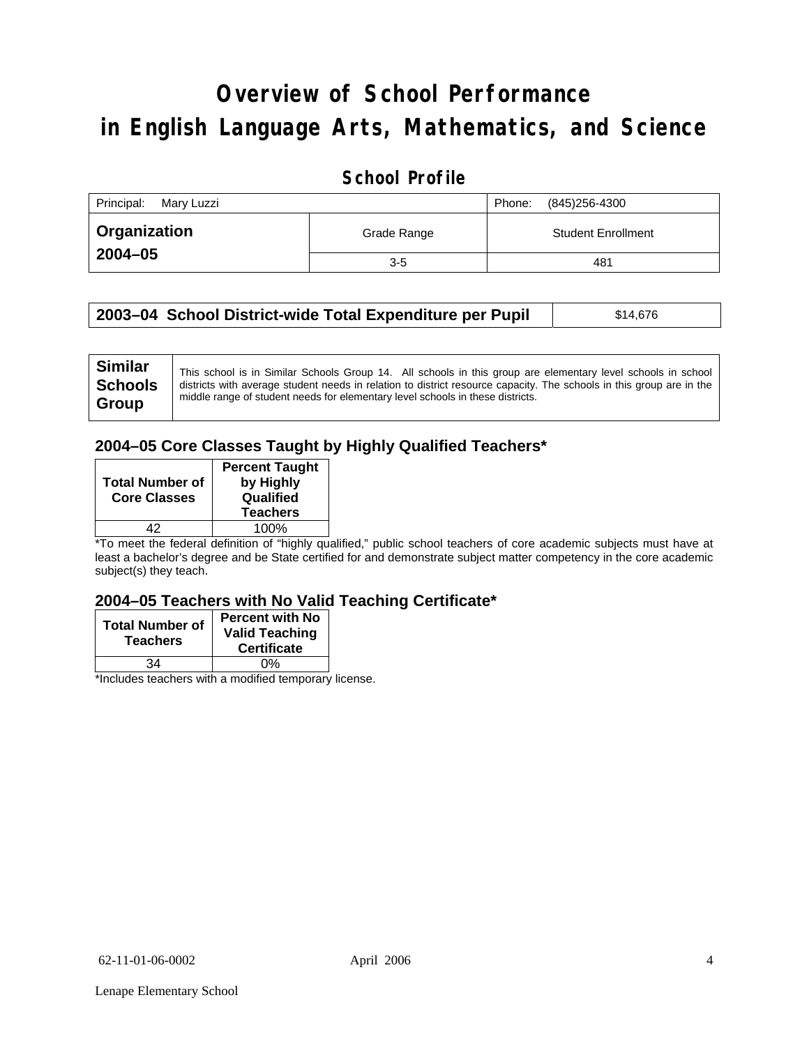# Overview of School Performance in English Language Arts, Mathematics, and Science

## School Profile

| Principal: Mary Luzzi | | Phone: (845)256-4300 |
|---|---|---|
| **Organization 2004–05** | Grade Range | Student Enrollment |
| | 3-5 | 481 |

| 2003–04 School District-wide Total Expenditure per Pupil | $14,676 |
|---|---|

| Similar Schools Group | This school is in Similar Schools Group 14. All schools in this group are elementary level schools in school districts with average student needs in relation to district resource capacity. The schools in this group are in the middle range of student needs for elementary level schools in these districts. |
|---|---|

### 2004–05 Core Classes Taught by Highly Qualified Teachers*

| Total Number of Core Classes | Percent Taught by Highly Qualified Teachers |
|---|---|
| 42 | 100% |

*To meet the federal definition of "highly qualified," public school teachers of core academic subjects must have at least a bachelor's degree and be State certified for and demonstrate subject matter competency in the core academic subject(s) they teach.

### 2004–05 Teachers with No Valid Teaching Certificate*

| Total Number of Teachers | Percent with No Valid Teaching Certificate |
|---|---|
| 34 | 0% |

*Includes teachers with a modified temporary license.

62-11-01-06-0002 April 2006

Lenape Elementary School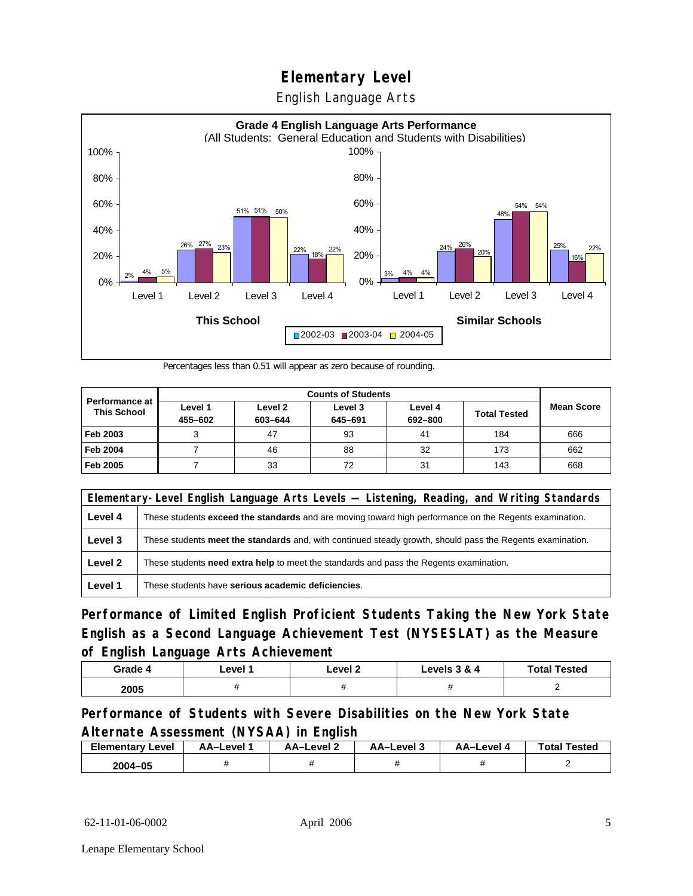# Elementary Level

English Language Arts

**Grade 4 English Language Arts Performance**
(All Students: General Education and Students with Disabilities)

| This School | 2002-03 | 2003-04 | 2004-05 |
|---|---|---|---|
| Level 1 | 2% | 4% | 5% |
| Level 2 | 26% | 27% | 23% |
| Level 3 | 51% | 51% | 50% |
| Level 4 | 22% | 18% | 22% |

| Similar Schools | 2002-03 | 2003-04 | 2004-05 |
|---|---|---|---|
| Level 1 | 3% | 4% | 4% |
| Level 2 | 24% | 26% | 20% |
| Level 3 | 48% | 54% | 54% |
| Level 4 | 25% | 16% | 22% |

Percentages less than 0.51 will appear as zero because of rounding.

| Performance at This School | Counts of Students | | | | | Mean Score |
|---|---|---|---|---|---|---|
| | Level 1 455–602 | Level 2 603–644 | Level 3 645–691 | Level 4 692–800 | Total Tested | |
| Feb 2003 | 3 | 47 | 93 | 41 | 184 | 666 |
| Feb 2004 | 7 | 46 | 88 | 32 | 173 | 662 |
| Feb 2005 | 7 | 33 | 72 | 31 | 143 | 668 |

| Elementary-Level English Language Arts Levels — Listening, Reading, and Writing Standards | |
|---|---|
| Level 4 | These students **exceed the standards** and are moving toward high performance on the Regents examination. |
| Level 3 | These students **meet the standards** and, with continued steady growth, should pass the Regents examination. |
| Level 2 | These students **need extra help** to meet the standards and pass the Regents examination. |
| Level 1 | These students have **serious academic deficiencies**. |

## Performance of Limited English Proficient Students Taking the New York State English as a Second Language Achievement Test (NYSESLAT) as the Measure of English Language Arts Achievement

| Grade 4 | Level 1 | Level 2 | Levels 3 & 4 | Total Tested |
|---|---|---|---|---|
| 2005 | # | # | # | 2 |

## Performance of Students with Severe Disabilities on the New York State Alternate Assessment (NYSAA) in English

| Elementary Level | AA–Level 1 | AA–Level 2 | AA–Level 3 | AA–Level 4 | Total Tested |
|---|---|---|---|---|---|
| 2004–05 | # | # | # | # | 2 |

62-11-01-06-0002 April 2006

Lenape Elementary School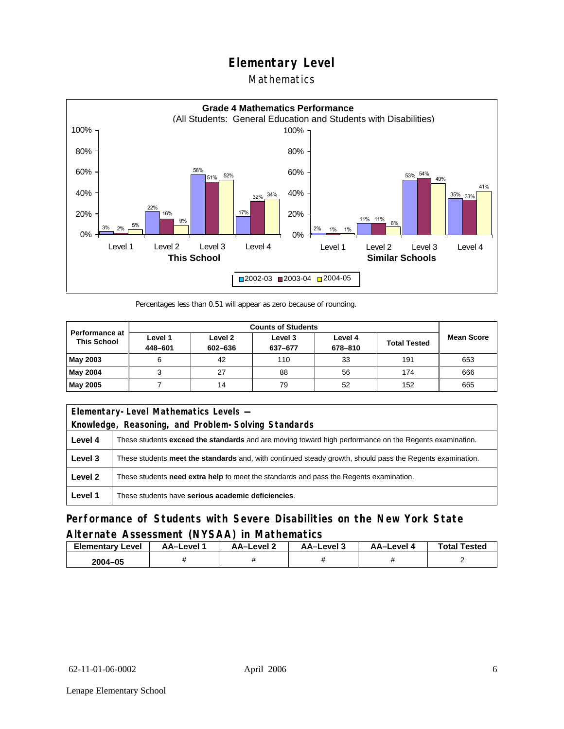# Elementary Level

## Mathematics

**Grade 4 Mathematics Performance**
(All Students: General Education and Students with Disabilities)

| | This School 2002-03 | This School 2003-04 | This School 2004-05 | Similar Schools 2002-03 | Similar Schools 2003-04 | Similar Schools 2004-05 |
|---|---|---|---|---|---|---|
| Level 1 | 3% | 2% | 5% | 2% | 1% | 1% |
| Level 2 | 22% | 16% | 9% | 11% | 11% | 8% |
| Level 3 | 58% | 51% | 52% | 53% | 54% | 49% |
| Level 4 | 17% | 32% | 34% | 35% | 33% | 41% |

Percentages less than 0.51 will appear as zero because of rounding.

| Performance at This School | Counts of Students | | | | | Mean Score |
|---|---|---|---|---|---|---|
| | Level 1 448–601 | Level 2 602–636 | Level 3 637–677 | Level 4 678–810 | Total Tested | |
| **May 2003** | 6 | 42 | 110 | 33 | 191 | 653 |
| **May 2004** | 3 | 27 | 88 | 56 | 174 | 666 |
| **May 2005** | 7 | 14 | 79 | 52 | 152 | 665 |

| Elementary-Level Mathematics Levels — Knowledge, Reasoning, and Problem-Solving Standards | |
|---|---|
| **Level 4** | These students **exceed the standards** and are moving toward high performance on the Regents examination. |
| **Level 3** | These students **meet the standards** and, with continued steady growth, should pass the Regents examination. |
| **Level 2** | These students **need extra help** to meet the standards and pass the Regents examination. |
| **Level 1** | These students have **serious academic deficiencies**. |

## Performance of Students with Severe Disabilities on the New York State Alternate Assessment (NYSAA) in Mathematics

| Elementary Level | AA–Level 1 | AA–Level 2 | AA–Level 3 | AA–Level 4 | Total Tested |
|---|---|---|---|---|---|
| **2004–05** | # | # | # | # | 2 |

62-11-01-06-0002 April 2006

Lenape Elementary School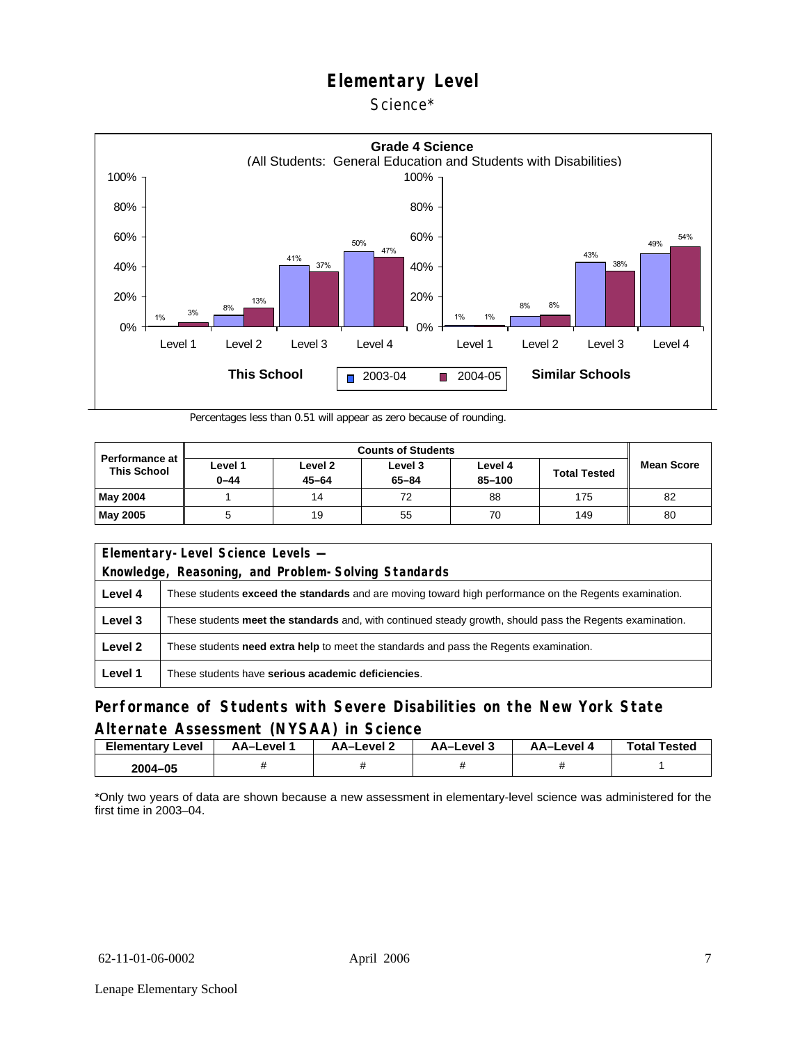# Elementary Level

Science*

**Grade 4 Science**
(All Students: General Education and Students with Disabilities)

| | This School 2003-04 | This School 2004-05 | Similar Schools 2003-04 | Similar Schools 2004-05 |
|---|---|---|---|---|
| Level 1 | 1% | 3% | 1% | 1% |
| Level 2 | 8% | 13% | 8% | 8% |
| Level 3 | 41% | 37% | 43% | 38% |
| Level 4 | 50% | 47% | 49% | 54% |

Percentages less than 0.51 will appear as zero because of rounding.

| Performance at This School | Counts of Students | | | | | Mean Score |
|---|---|---|---|---|---|---|
| | Level 1 0–44 | Level 2 45–64 | Level 3 65–84 | Level 4 85–100 | Total Tested | |
| **May 2004** | 1 | 14 | 72 | 88 | 175 | 82 |
| **May 2005** | 5 | 19 | 55 | 70 | 149 | 80 |

| Elementary-Level Science Levels — Knowledge, Reasoning, and Problem-Solving Standards | |
|---|---|
| **Level 4** | These students **exceed the standards** and are moving toward high performance on the Regents examination. |
| **Level 3** | These students **meet the standards** and, with continued steady growth, should pass the Regents examination. |
| **Level 2** | These students **need extra help** to meet the standards and pass the Regents examination. |
| **Level 1** | These students have **serious academic deficiencies**. |

## Performance of Students with Severe Disabilities on the New York State Alternate Assessment (NYSAA) in Science

| Elementary Level | AA–Level 1 | AA–Level 2 | AA–Level 3 | AA–Level 4 | Total Tested |
|---|---|---|---|---|---|
| 2004–05 | # | # | # | # | 1 |

*Only two years of data are shown because a new assessment in elementary-level science was administered for the first time in 2003–04.

62-11-01-06-0002 April 2006

Lenape Elementary School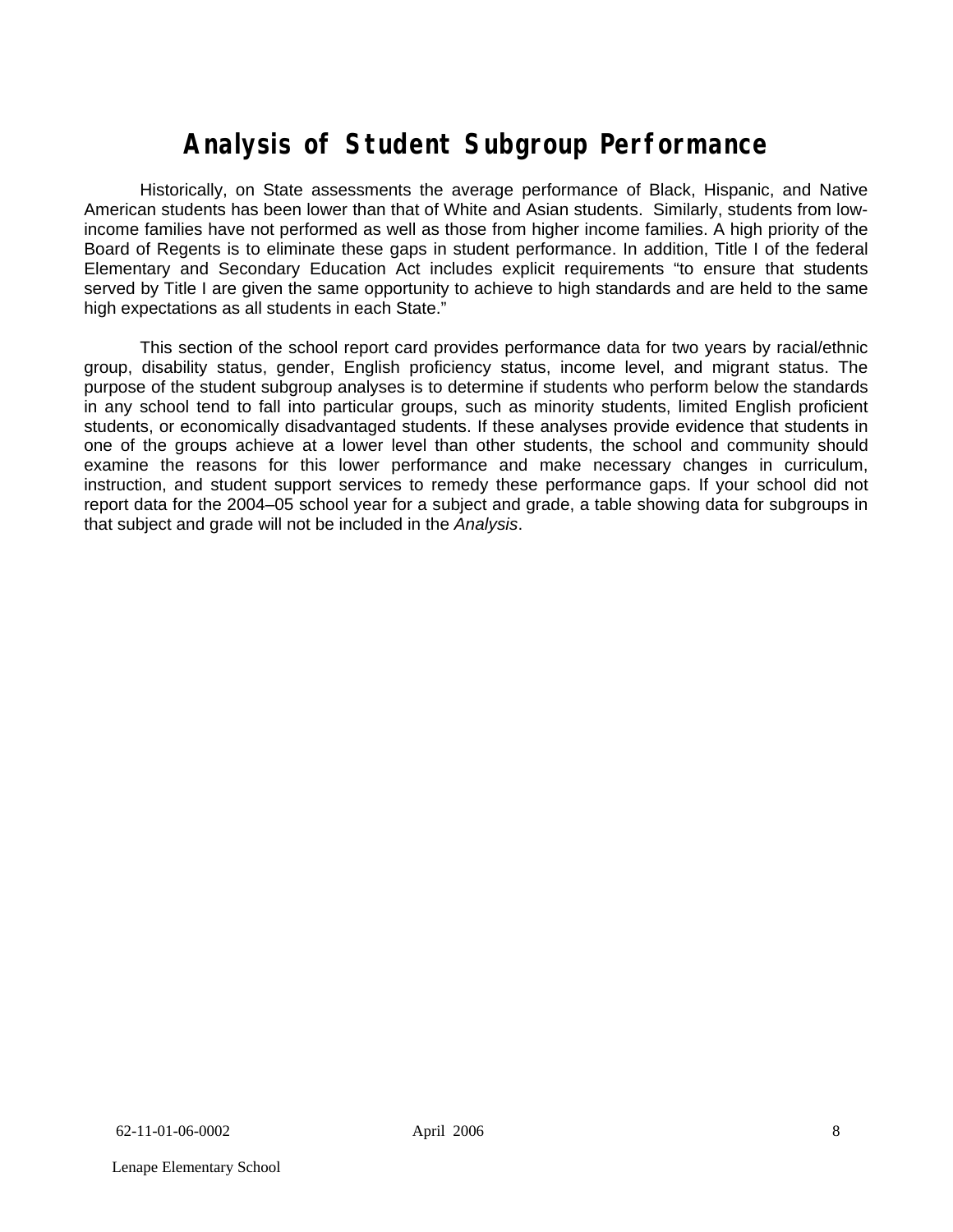# Analysis of Student Subgroup Performance

Historically, on State assessments the average performance of Black, Hispanic, and Native American students has been lower than that of White and Asian students. Similarly, students from low-income families have not performed as well as those from higher income families. A high priority of the Board of Regents is to eliminate these gaps in student performance. In addition, Title I of the federal Elementary and Secondary Education Act includes explicit requirements "to ensure that students served by Title I are given the same opportunity to achieve to high standards and are held to the same high expectations as all students in each State."

This section of the school report card provides performance data for two years by racial/ethnic group, disability status, gender, English proficiency status, income level, and migrant status. The purpose of the student subgroup analyses is to determine if students who perform below the standards in any school tend to fall into particular groups, such as minority students, limited English proficient students, or economically disadvantaged students. If these analyses provide evidence that students in one of the groups achieve at a lower level than other students, the school and community should examine the reasons for this lower performance and make necessary changes in curriculum, instruction, and student support services to remedy these performance gaps. If your school did not report data for the 2004–05 school year for a subject and grade, a table showing data for subgroups in that subject and grade will not be included in the *Analysis*.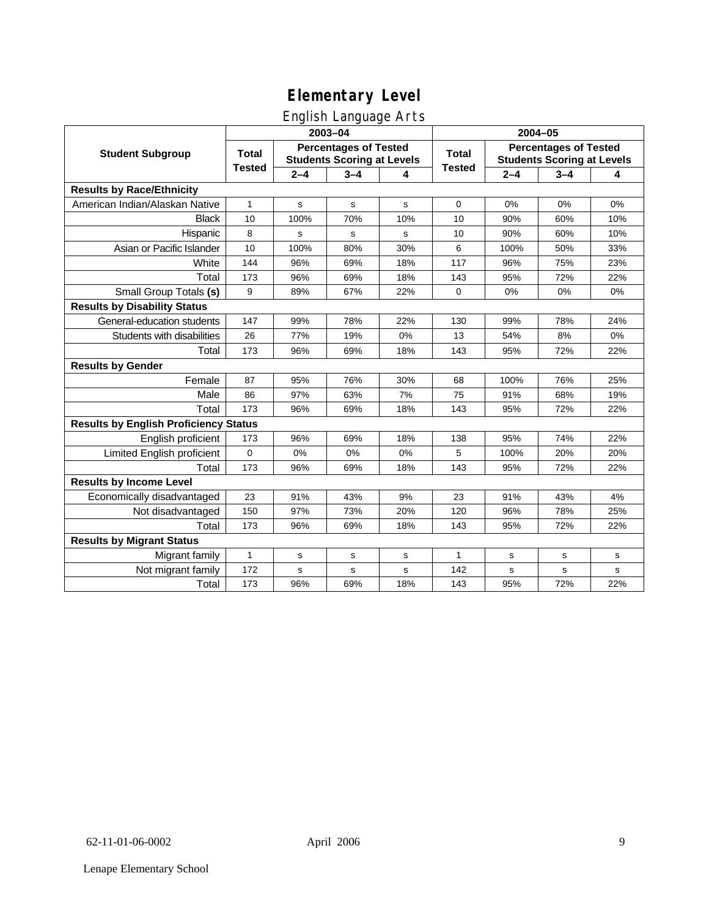# Elementary Level

## English Language Arts

| Student Subgroup | 2003–04 | | | | 2004–05 | | | |
|---|---|---|---|---|---|---|---|---|
| | Total Tested | Percentages of Tested Students Scoring at Levels | | | Total Tested | Percentages of Tested Students Scoring at Levels | | |
| | | 2–4 | 3–4 | 4 | | 2–4 | 3–4 | 4 |
| **Results by Race/Ethnicity** | | | | | | | | |
| American Indian/Alaskan Native | 1 | s | s | s | 0 | 0% | 0% | 0% |
| Black | 10 | 100% | 70% | 10% | 10 | 90% | 60% | 10% |
| Hispanic | 8 | s | s | s | 10 | 90% | 60% | 10% |
| Asian or Pacific Islander | 10 | 100% | 80% | 30% | 6 | 100% | 50% | 33% |
| White | 144 | 96% | 69% | 18% | 117 | 96% | 75% | 23% |
| Total | 173 | 96% | 69% | 18% | 143 | 95% | 72% | 22% |
| Small Group Totals **(s)** | 9 | 89% | 67% | 22% | 0 | 0% | 0% | 0% |
| **Results by Disability Status** | | | | | | | | |
| General-education students | 147 | 99% | 78% | 22% | 130 | 99% | 78% | 24% |
| Students with disabilities | 26 | 77% | 19% | 0% | 13 | 54% | 8% | 0% |
| Total | 173 | 96% | 69% | 18% | 143 | 95% | 72% | 22% |
| **Results by Gender** | | | | | | | | |
| Female | 87 | 95% | 76% | 30% | 68 | 100% | 76% | 25% |
| Male | 86 | 97% | 63% | 7% | 75 | 91% | 68% | 19% |
| Total | 173 | 96% | 69% | 18% | 143 | 95% | 72% | 22% |
| **Results by English Proficiency Status** | | | | | | | | |
| English proficient | 173 | 96% | 69% | 18% | 138 | 95% | 74% | 22% |
| Limited English proficient | 0 | 0% | 0% | 0% | 5 | 100% | 20% | 20% |
| Total | 173 | 96% | 69% | 18% | 143 | 95% | 72% | 22% |
| **Results by Income Level** | | | | | | | | |
| Economically disadvantaged | 23 | 91% | 43% | 9% | 23 | 91% | 43% | 4% |
| Not disadvantaged | 150 | 97% | 73% | 20% | 120 | 96% | 78% | 25% |
| Total | 173 | 96% | 69% | 18% | 143 | 95% | 72% | 22% |
| **Results by Migrant Status** | | | | | | | | |
| Migrant family | 1 | s | s | s | 1 | s | s | s |
| Not migrant family | 172 | s | s | s | 142 | s | s | s |
| Total | 173 | 96% | 69% | 18% | 143 | 95% | 72% | 22% |

62-11-01-06-0002 April 2006

Lenape Elementary School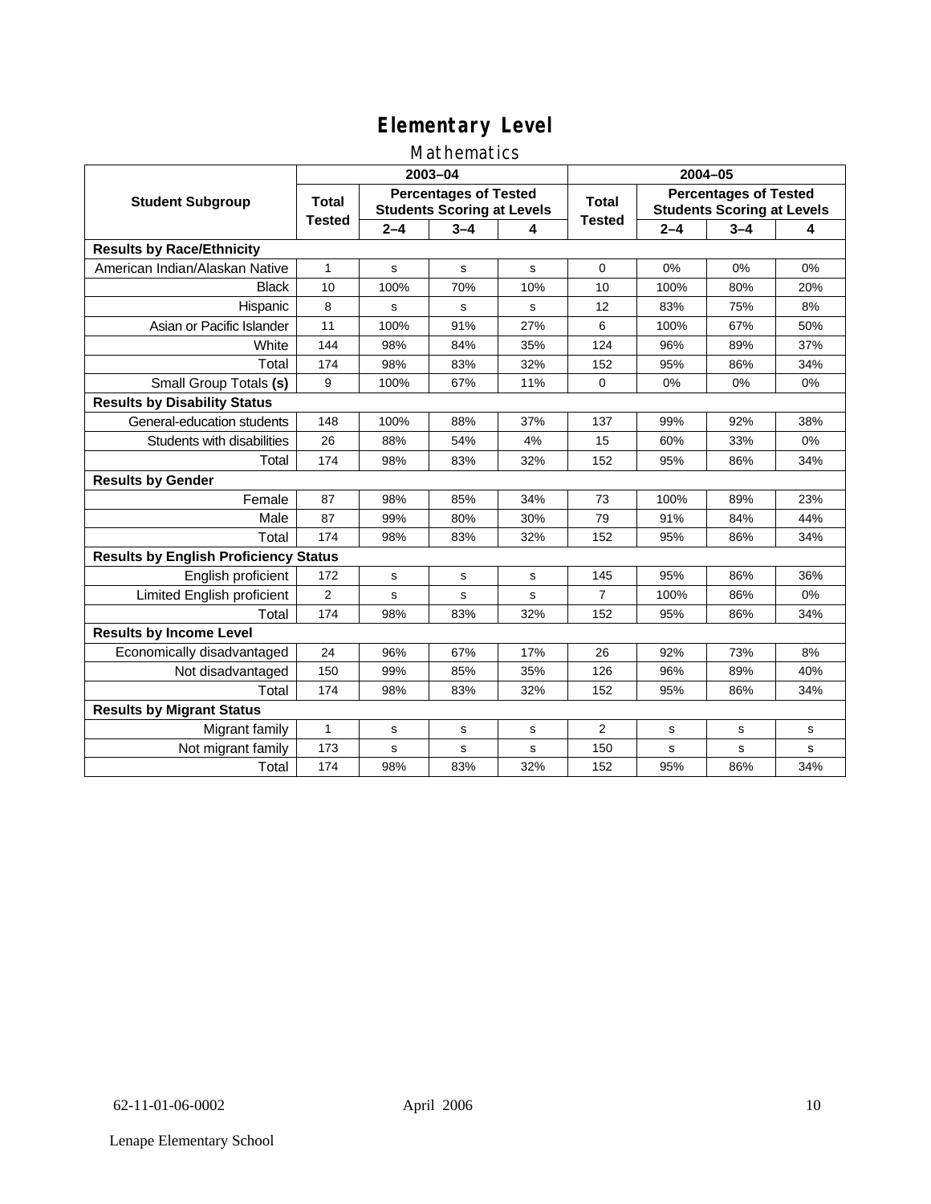# Elementary Level

## Mathematics

| Student Subgroup | 2003–04 | | | | 2004–05 | | | |
|---|---|---|---|---|---|---|---|---|
| | Total Tested | Percentages of Tested Students Scoring at Levels | | | Total Tested | Percentages of Tested Students Scoring at Levels | | |
| | | 2–4 | 3–4 | 4 | | 2–4 | 3–4 | 4 |
| **Results by Race/Ethnicity** | | | | | | | | |
| American Indian/Alaskan Native | 1 | s | s | s | 0 | 0% | 0% | 0% |
| Black | 10 | 100% | 70% | 10% | 10 | 100% | 80% | 20% |
| Hispanic | 8 | s | s | s | 12 | 83% | 75% | 8% |
| Asian or Pacific Islander | 11 | 100% | 91% | 27% | 6 | 100% | 67% | 50% |
| White | 144 | 98% | 84% | 35% | 124 | 96% | 89% | 37% |
| Total | 174 | 98% | 83% | 32% | 152 | 95% | 86% | 34% |
| Small Group Totals **(s)** | 9 | 100% | 67% | 11% | 0 | 0% | 0% | 0% |
| **Results by Disability Status** | | | | | | | | |
| General-education students | 148 | 100% | 88% | 37% | 137 | 99% | 92% | 38% |
| Students with disabilities | 26 | 88% | 54% | 4% | 15 | 60% | 33% | 0% |
| Total | 174 | 98% | 83% | 32% | 152 | 95% | 86% | 34% |
| **Results by Gender** | | | | | | | | |
| Female | 87 | 98% | 85% | 34% | 73 | 100% | 89% | 23% |
| Male | 87 | 99% | 80% | 30% | 79 | 91% | 84% | 44% |
| Total | 174 | 98% | 83% | 32% | 152 | 95% | 86% | 34% |
| **Results by English Proficiency Status** | | | | | | | | |
| English proficient | 172 | s | s | s | 145 | 95% | 86% | 36% |
| Limited English proficient | 2 | s | s | s | 7 | 100% | 86% | 0% |
| Total | 174 | 98% | 83% | 32% | 152 | 95% | 86% | 34% |
| **Results by Income Level** | | | | | | | | |
| Economically disadvantaged | 24 | 96% | 67% | 17% | 26 | 92% | 73% | 8% |
| Not disadvantaged | 150 | 99% | 85% | 35% | 126 | 96% | 89% | 40% |
| Total | 174 | 98% | 83% | 32% | 152 | 95% | 86% | 34% |
| **Results by Migrant Status** | | | | | | | | |
| Migrant family | 1 | s | s | s | 2 | s | s | s |
| Not migrant family | 173 | s | s | s | 150 | s | s | s |
| Total | 174 | 98% | 83% | 32% | 152 | 95% | 86% | 34% |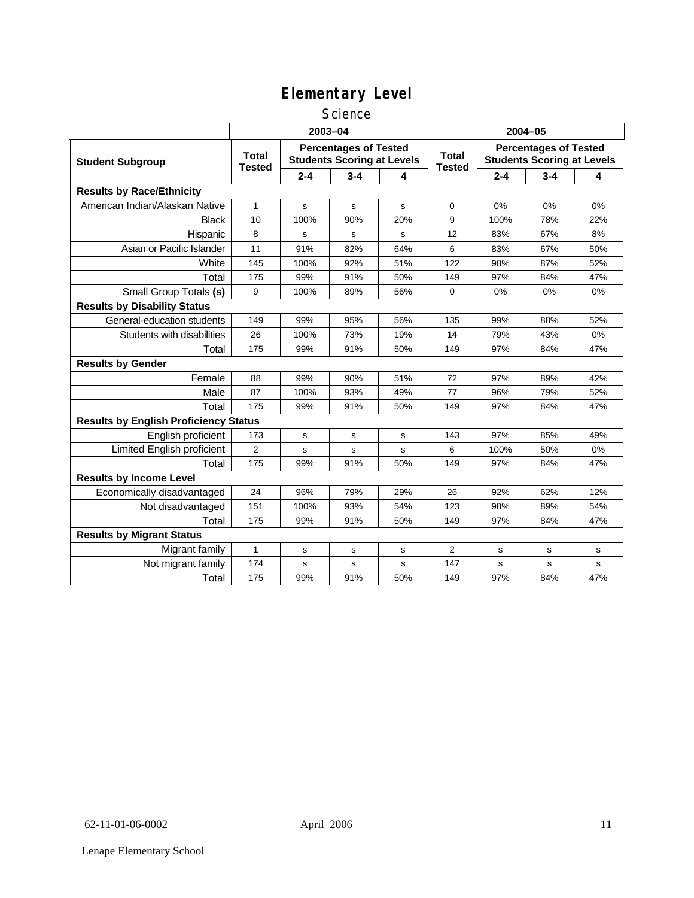# Elementary Level

## Science

| Student Subgroup | 2003–04 | | | | 2004–05 | | | |
|---|---|---|---|---|---|---|---|---|
| | Total Tested | Percentages of Tested Students Scoring at Levels | | | Total Tested | Percentages of Tested Students Scoring at Levels | | |
| | | 2-4 | 3-4 | 4 | | 2-4 | 3-4 | 4 |
| **Results by Race/Ethnicity** | | | | | | | | |
| American Indian/Alaskan Native | 1 | s | s | s | 0 | 0% | 0% | 0% |
| Black | 10 | 100% | 90% | 20% | 9 | 100% | 78% | 22% |
| Hispanic | 8 | s | s | s | 12 | 83% | 67% | 8% |
| Asian or Pacific Islander | 11 | 91% | 82% | 64% | 6 | 83% | 67% | 50% |
| White | 145 | 100% | 92% | 51% | 122 | 98% | 87% | 52% |
| Total | 175 | 99% | 91% | 50% | 149 | 97% | 84% | 47% |
| Small Group Totals **(s)** | 9 | 100% | 89% | 56% | 0 | 0% | 0% | 0% |
| **Results by Disability Status** | | | | | | | | |
| General-education students | 149 | 99% | 95% | 56% | 135 | 99% | 88% | 52% |
| Students with disabilities | 26 | 100% | 73% | 19% | 14 | 79% | 43% | 0% |
| Total | 175 | 99% | 91% | 50% | 149 | 97% | 84% | 47% |
| **Results by Gender** | | | | | | | | |
| Female | 88 | 99% | 90% | 51% | 72 | 97% | 89% | 42% |
| Male | 87 | 100% | 93% | 49% | 77 | 96% | 79% | 52% |
| Total | 175 | 99% | 91% | 50% | 149 | 97% | 84% | 47% |
| **Results by English Proficiency Status** | | | | | | | | |
| English proficient | 173 | s | s | s | 143 | 97% | 85% | 49% |
| Limited English proficient | 2 | s | s | s | 6 | 100% | 50% | 0% |
| Total | 175 | 99% | 91% | 50% | 149 | 97% | 84% | 47% |
| **Results by Income Level** | | | | | | | | |
| Economically disadvantaged | 24 | 96% | 79% | 29% | 26 | 92% | 62% | 12% |
| Not disadvantaged | 151 | 100% | 93% | 54% | 123 | 98% | 89% | 54% |
| Total | 175 | 99% | 91% | 50% | 149 | 97% | 84% | 47% |
| **Results by Migrant Status** | | | | | | | | |
| Migrant family | 1 | s | s | s | 2 | s | s | s |
| Not migrant family | 174 | s | s | s | 147 | s | s | s |
| Total | 175 | 99% | 91% | 50% | 149 | 97% | 84% | 47% |

62-11-01-06-0002 April 2006

Lenape Elementary School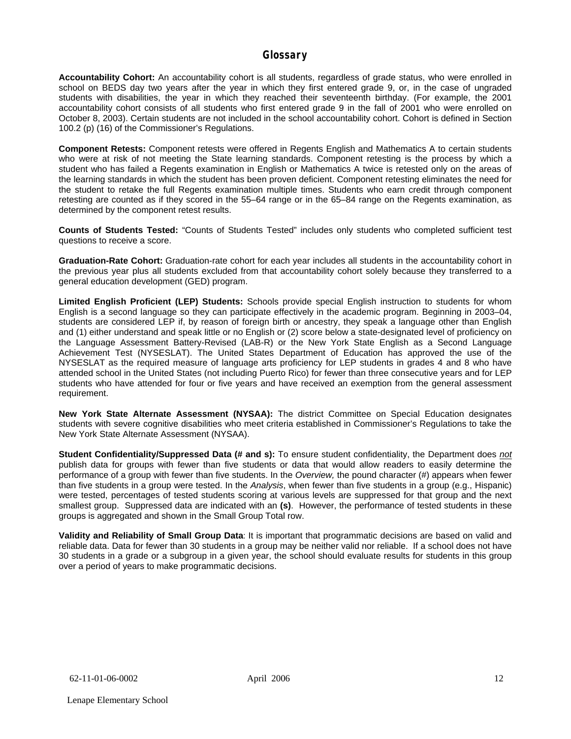# Glossary

**Accountability Cohort:** An accountability cohort is all students, regardless of grade status, who were enrolled in school on BEDS day two years after the year in which they first entered grade 9, or, in the case of ungraded students with disabilities, the year in which they reached their seventeenth birthday. (For example, the 2001 accountability cohort consists of all students who first entered grade 9 in the fall of 2001 who were enrolled on October 8, 2003). Certain students are not included in the school accountability cohort. Cohort is defined in Section 100.2 (p) (16) of the Commissioner's Regulations.

**Component Retests:** Component retests were offered in Regents English and Mathematics A to certain students who were at risk of not meeting the State learning standards. Component retesting is the process by which a student who has failed a Regents examination in English or Mathematics A twice is retested only on the areas of the learning standards in which the student has been proven deficient. Component retesting eliminates the need for the student to retake the full Regents examination multiple times. Students who earn credit through component retesting are counted as if they scored in the 55–64 range or in the 65–84 range on the Regents examination, as determined by the component retest results.

**Counts of Students Tested:** "Counts of Students Tested" includes only students who completed sufficient test questions to receive a score.

**Graduation-Rate Cohort:** Graduation-rate cohort for each year includes all students in the accountability cohort in the previous year plus all students excluded from that accountability cohort solely because they transferred to a general education development (GED) program.

**Limited English Proficient (LEP) Students:** Schools provide special English instruction to students for whom English is a second language so they can participate effectively in the academic program. Beginning in 2003–04, students are considered LEP if, by reason of foreign birth or ancestry, they speak a language other than English and (1) either understand and speak little or no English or (2) score below a state-designated level of proficiency on the Language Assessment Battery-Revised (LAB-R) or the New York State English as a Second Language Achievement Test (NYSESLAT). The United States Department of Education has approved the use of the NYSESLAT as the required measure of language arts proficiency for LEP students in grades 4 and 8 who have attended school in the United States (not including Puerto Rico) for fewer than three consecutive years and for LEP students who have attended for four or five years and have received an exemption from the general assessment requirement.

**New York State Alternate Assessment (NYSAA):** The district Committee on Special Education designates students with severe cognitive disabilities who meet criteria established in Commissioner's Regulations to take the New York State Alternate Assessment (NYSAA).

**Student Confidentiality/Suppressed Data (# and s):** To ensure student confidentiality, the Department does *not* publish data for groups with fewer than five students or data that would allow readers to easily determine the performance of a group with fewer than five students. In the *Overview,* the pound character (#) appears when fewer than five students in a group were tested. In the *Analysis*, when fewer than five students in a group (e.g., Hispanic) were tested, percentages of tested students scoring at various levels are suppressed for that group and the next smallest group. Suppressed data are indicated with an **(s)**. However, the performance of tested students in these groups is aggregated and shown in the Small Group Total row.

**Validity and Reliability of Small Group Data**: It is important that programmatic decisions are based on valid and reliable data. Data for fewer than 30 students in a group may be neither valid nor reliable. If a school does not have 30 students in a grade or a subgroup in a given year, the school should evaluate results for students in this group over a period of years to make programmatic decisions.